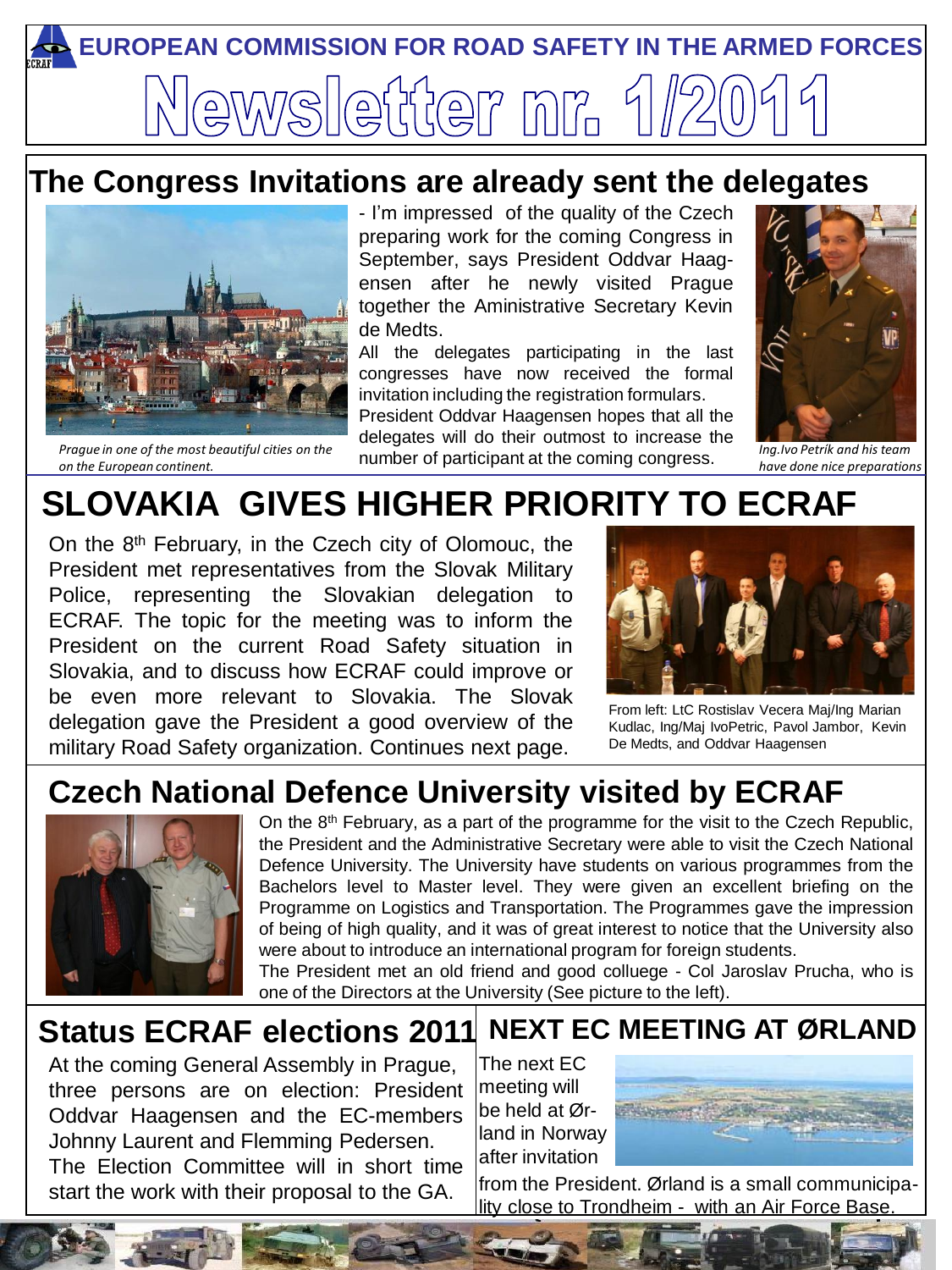# EUROPEAN COMMISSION FOR ROAD SAFETY IN THE ARMED FORCES

# Newsletter nr. 1/2011

## The Congress Invitations are already sent the delegates

*Prague in one of the most beautiful cities on the on the European continent.*

- I'm impressed of the quality of the Czech preparing work for the coming Congress in September, says President Oddvar Haag-ensen after he newly visited Prague together the Aministrative Secretary Kevin de Medts.

All the delegates participating in the last congresses have now received the formal invitation including the registration formulars.

President Oddvar Haagensen hopes that all the delegates will do their outmost to increase the number of participant at the coming congress.

*Ing.Ivo Petrík and his team have done nice preparations*

## SLOVAKIA GIVES HIGHER PRIORITY TO ECRAF

On the 8th February, in the Czech city of Olomouc, the President met representatives from the Slovak Military Police, representing the Slovakian delegation to ECRAF. The topic for the meeting was to inform the President on the current Road Safety situation in Slovakia, and to discuss how ECRAF could improve or be even more relevant to Slovakia. The Slovak delegation gave the President a good overview of the military Road Safety organization. Continues next page.

From left: LtC Rostislav Vecera Maj/Ing Marian Kudlac, Ing/Maj IvoPetric, Pavol Jambor, Kevin De Medts, and Oddvar Haagensen

## Czech National Defence University visited by ECRAF

On the 8th February, as a part of the programme for the visit to the Czech Republic, the President and the Administrative Secretary were able to visit the Czech National Defence University. The University have students on various programmes from the Bachelors level to Master level. They were given an excellent briefing on the Programme on Logistics and Transportation. The Programmes gave the impression of being of high quality, and it was of great interest to notice that the University also were about to introduce an international program for foreign students.

The President met an old friend and good colluege - Col Jaroslav Prucha, who is one of the Directors at the University (See picture to the left).

## Status ECRAF elections 2011

At the coming General Assembly in Prague, three persons are on election: President Oddvar Haagensen and the EC-members Johnny Laurent and Flemming Pedersen.

The Election Committee will in short time start the work with their proposal to the GA.

## NEXT EC MEETING AT ØRLAND

The next EC meeting will be held at Ør-land in Norway after invitation from the President. Ørland is a small communicipa-lity close to Trondheim - with an Air Force Base.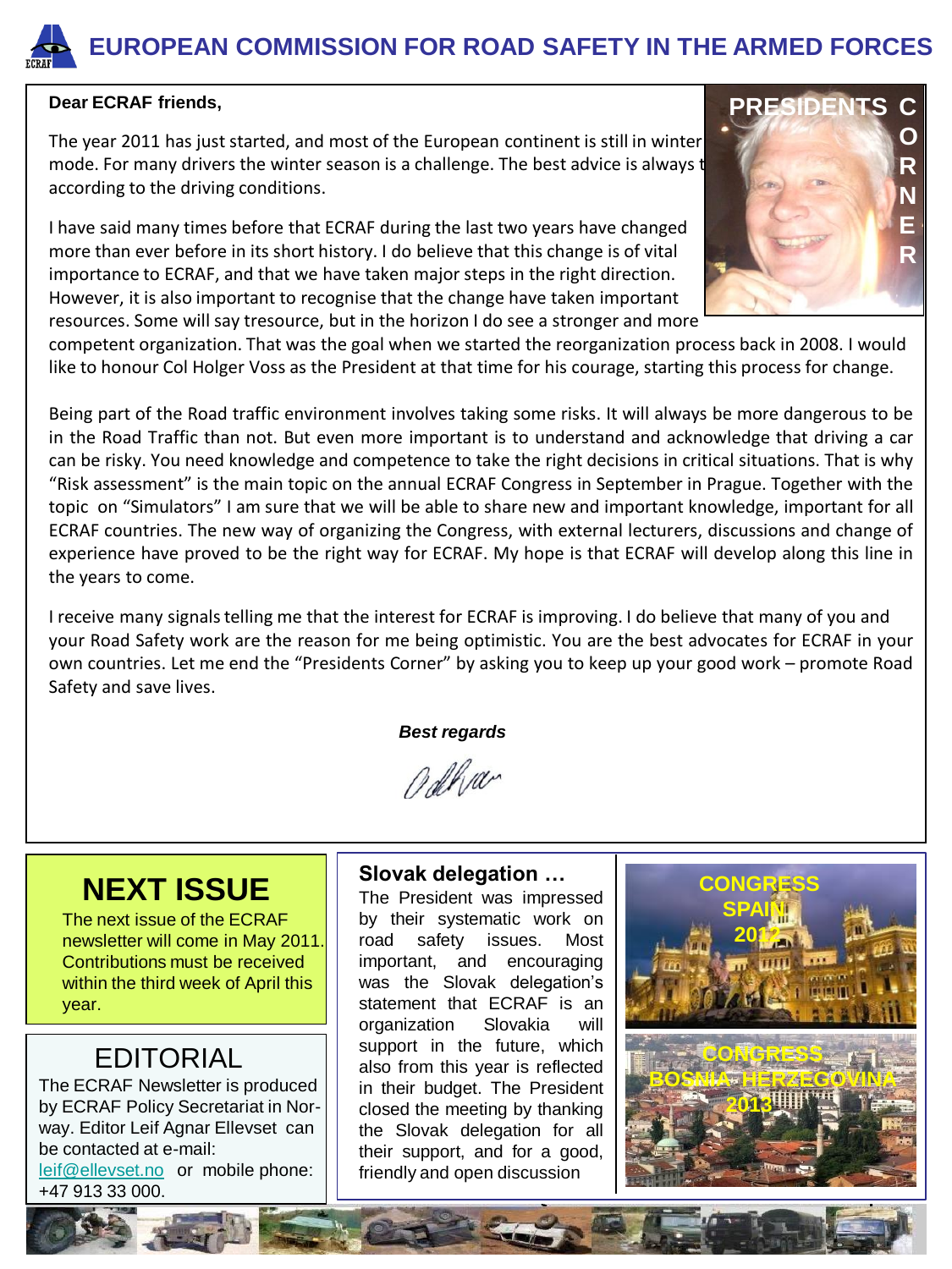# EUROPEAN COMMISSION FOR ROAD SAFETY IN THE ARMED FORCES

## PRESIDENTS CORNER

**Dear ECRAF friends,**

The year 2011 has just started, and most of the European continent is still in winter mode. For many drivers the winter season is a challenge. The best advice is always to drive according to the driving conditions.

I have said many times before that ECRAF during the last two years have changed more than ever before in its short history. I do believe that this change is of vital importance to ECRAF, and that we have taken major steps in the right direction. However, it is also important to recognise that the change have taken important resources. Some will say tresource, but in the horizon I do see a stronger and more competent organization. That was the goal when we started the reorganization process back in 2008. I would like to honour Col Holger Voss as the President at that time for his courage, starting this process for change.

Being part of the Road traffic environment involves taking some risks. It will always be more dangerous to be in the Road Traffic than not. But even more important is to understand and acknowledge that driving a car can be risky. You need knowledge and competence to take the right decisions in critical situations. That is why "Risk assessment" is the main topic on the annual ECRAF Congress in September in Prague. Together with the topic on "Simulators" I am sure that we will be able to share new and important knowledge, important for all ECRAF countries. The new way of organizing the Congress, with external lecturers, discussions and change of experience have proved to be the right way for ECRAF. My hope is that ECRAF will develop along this line in the years to come.

I receive many signals telling me that the interest for ECRAF is improving. I do believe that many of you and your Road Safety work are the reason for me being optimistic. You are the best advocates for ECRAF in your own countries. Let me end the "Presidents Corner" by asking you to keep up your good work – promote Road Safety and save lives.

***Best regards***

Oddvar

## NEXT ISSUE

The next issue of the ECRAF newsletter will come in May 2011. Contributions must be received within the third week of April this year.

## EDITORIAL

The ECRAF Newsletter is produced by ECRAF Policy Secretariat in Norway. Editor Leif Agnar Ellevset can be contacted at e-mail: leif@ellevset.no or mobile phone: +47 913 33 000.

### Slovak delegation …

The President was impressed by their systematic work on road safety issues. Most important, and encouraging was the Slovak delegation's statement that ECRAF is an organization Slovakia will support in the future, which also from this year is reflected in their budget. The President closed the meeting by thanking the Slovak delegation for all their support, and for a good, friendly and open discussion

CONGRESS SPAIN 2012

CONGRESS BOSNIA-HERZEGOVINA 2013